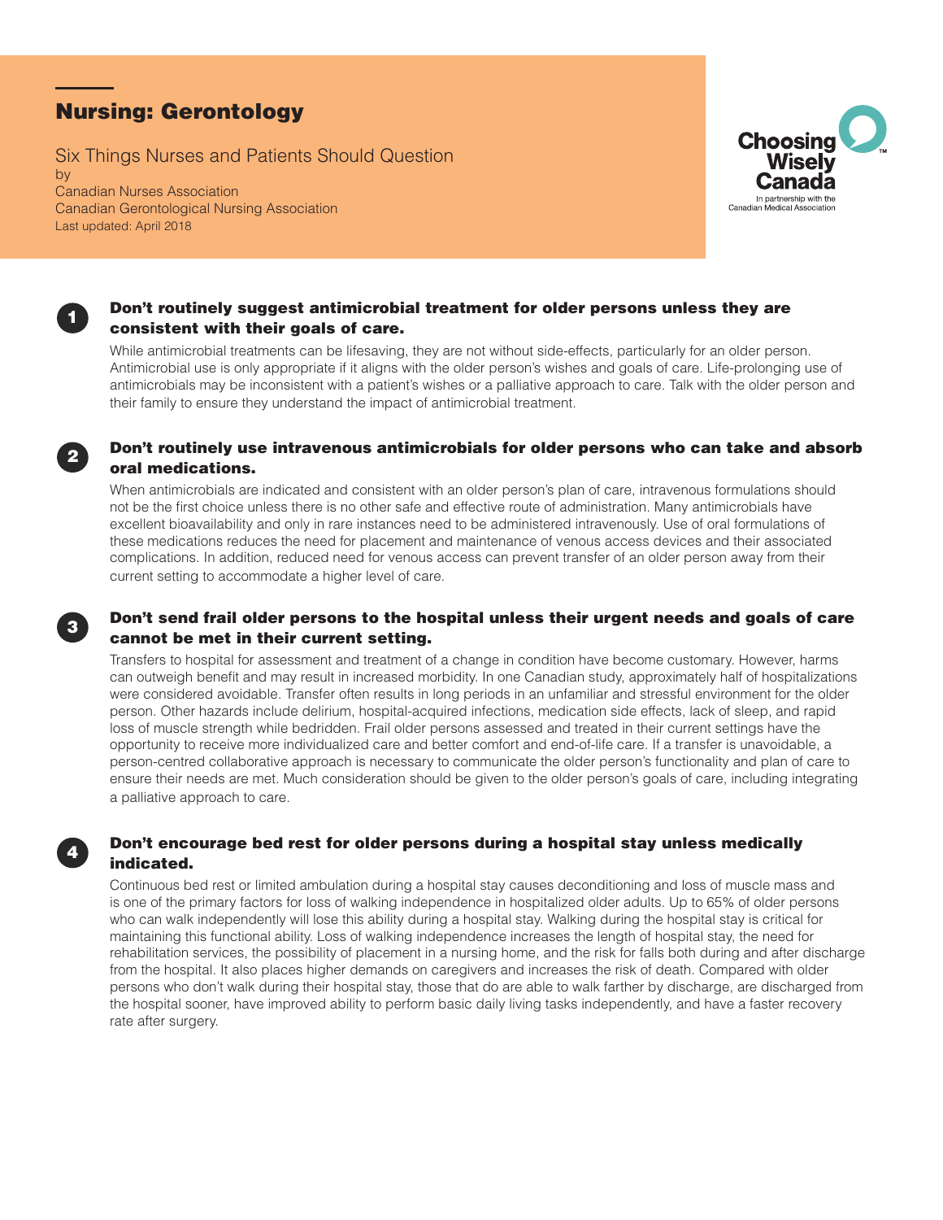# Nursing: Gerontology

Six Things Nurses and Patients Should Question

by

Canadian Nurses Association

Canadian Gerontological Nursing Association

Last updated: April 2018

Choosing Wisely Canada
In partnership with the Canadian Medical Association

## 1 Don't routinely suggest antimicrobial treatment for older persons unless they are consistent with their goals of care.

While antimicrobial treatments can be lifesaving, they are not without side-effects, particularly for an older person. Antimicrobial use is only appropriate if it aligns with the older person's wishes and goals of care. Life-prolonging use of antimicrobials may be inconsistent with a patient's wishes or a palliative approach to care. Talk with the older person and their family to ensure they understand the impact of antimicrobial treatment.

## 2 Don't routinely use intravenous antimicrobials for older persons who can take and absorb oral medications.

When antimicrobials are indicated and consistent with an older person's plan of care, intravenous formulations should not be the first choice unless there is no other safe and effective route of administration. Many antimicrobials have excellent bioavailability and only in rare instances need to be administered intravenously. Use of oral formulations of these medications reduces the need for placement and maintenance of venous access devices and their associated complications. In addition, reduced need for venous access can prevent transfer of an older person away from their current setting to accommodate a higher level of care.

## 3 Don't send frail older persons to the hospital unless their urgent needs and goals of care cannot be met in their current setting.

Transfers to hospital for assessment and treatment of a change in condition have become customary. However, harms can outweigh benefit and may result in increased morbidity. In one Canadian study, approximately half of hospitalizations were considered avoidable. Transfer often results in long periods in an unfamiliar and stressful environment for the older person. Other hazards include delirium, hospital-acquired infections, medication side effects, lack of sleep, and rapid loss of muscle strength while bedridden. Frail older persons assessed and treated in their current settings have the opportunity to receive more individualized care and better comfort and end-of-life care. If a transfer is unavoidable, a person-centred collaborative approach is necessary to communicate the older person's functionality and plan of care to ensure their needs are met. Much consideration should be given to the older person's goals of care, including integrating a palliative approach to care.

## 4 Don't encourage bed rest for older persons during a hospital stay unless medically indicated.

Continuous bed rest or limited ambulation during a hospital stay causes deconditioning and loss of muscle mass and is one of the primary factors for loss of walking independence in hospitalized older adults. Up to 65% of older persons who can walk independently will lose this ability during a hospital stay. Walking during the hospital stay is critical for maintaining this functional ability. Loss of walking independence increases the length of hospital stay, the need for rehabilitation services, the possibility of placement in a nursing home, and the risk for falls both during and after discharge from the hospital. It also places higher demands on caregivers and increases the risk of death. Compared with older persons who don't walk during their hospital stay, those that do are able to walk farther by discharge, are discharged from the hospital sooner, have improved ability to perform basic daily living tasks independently, and have a faster recovery rate after surgery.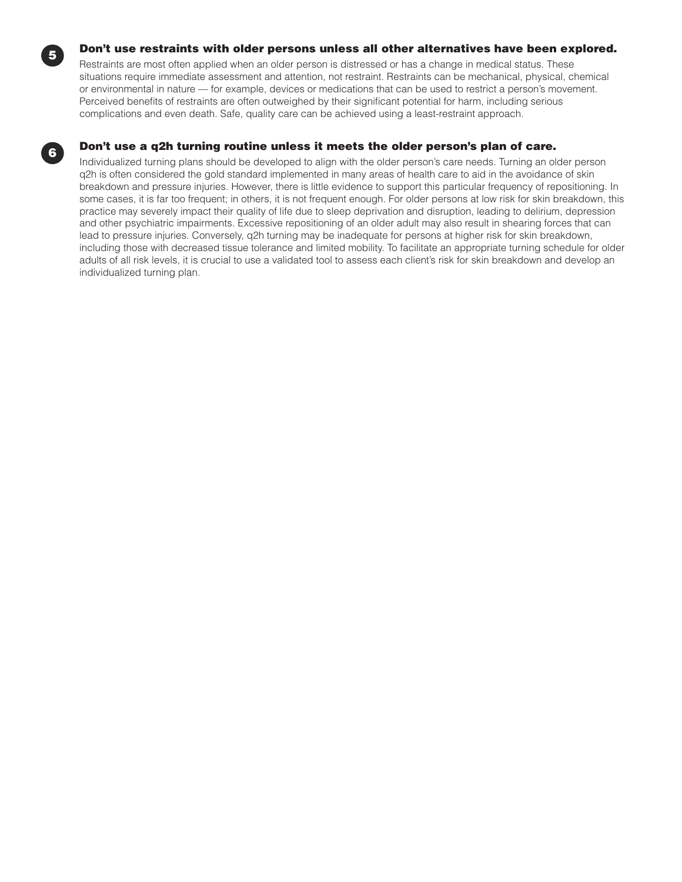### 5 Don't use restraints with older persons unless all other alternatives have been explored.

Restraints are most often applied when an older person is distressed or has a change in medical status. These situations require immediate assessment and attention, not restraint. Restraints can be mechanical, physical, chemical or environmental in nature — for example, devices or medications that can be used to restrict a person's movement. Perceived benefits of restraints are often outweighed by their significant potential for harm, including serious complications and even death. Safe, quality care can be achieved using a least-restraint approach.

### 6 Don't use a q2h turning routine unless it meets the older person's plan of care.

Individualized turning plans should be developed to align with the older person's care needs. Turning an older person q2h is often considered the gold standard implemented in many areas of health care to aid in the avoidance of skin breakdown and pressure injuries. However, there is little evidence to support this particular frequency of repositioning. In some cases, it is far too frequent; in others, it is not frequent enough. For older persons at low risk for skin breakdown, this practice may severely impact their quality of life due to sleep deprivation and disruption, leading to delirium, depression and other psychiatric impairments. Excessive repositioning of an older adult may also result in shearing forces that can lead to pressure injuries. Conversely, q2h turning may be inadequate for persons at higher risk for skin breakdown, including those with decreased tissue tolerance and limited mobility. To facilitate an appropriate turning schedule for older adults of all risk levels, it is crucial to use a validated tool to assess each client's risk for skin breakdown and develop an individualized turning plan.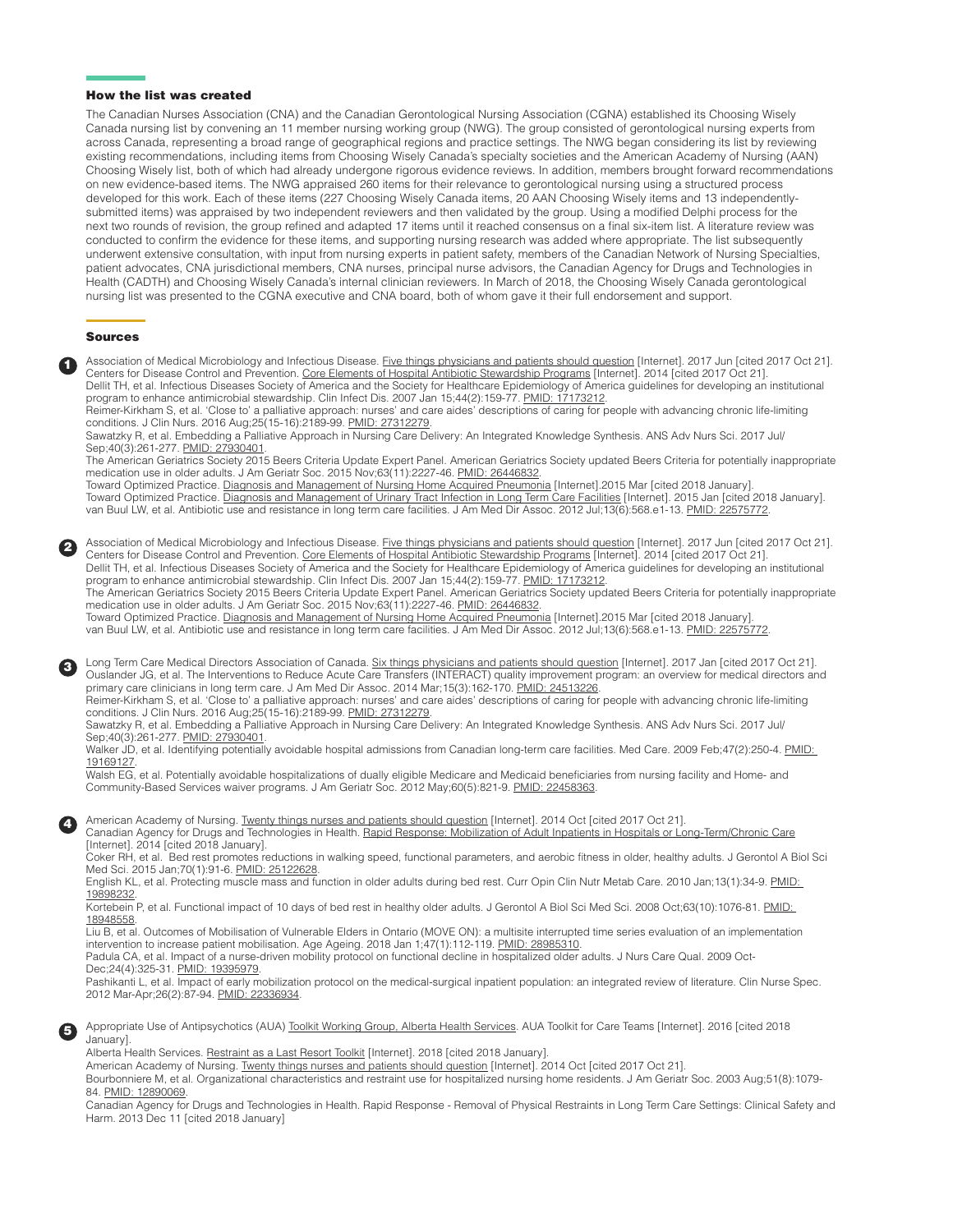## How the list was created

The Canadian Nurses Association (CNA) and the Canadian Gerontological Nursing Association (CGNA) established its Choosing Wisely Canada nursing list by convening an 11 member nursing working group (NWG). The group consisted of gerontological nursing experts from across Canada, representing a broad range of geographical regions and practice settings. The NWG began considering its list by reviewing existing recommendations, including items from Choosing Wisely Canada's specialty societies and the American Academy of Nursing (AAN) Choosing Wisely list, both of which had already undergone rigorous evidence reviews. In addition, members brought forward recommendations on new evidence-based items. The NWG appraised 260 items for their relevance to gerontological nursing using a structured process developed for this work. Each of these items (227 Choosing Wisely Canada items, 20 AAN Choosing Wisely items and 13 independently-submitted items) was appraised by two independent reviewers and then validated by the group. Using a modified Delphi process for the next two rounds of revision, the group refined and adapted 17 items until it reached consensus on a final six-item list. A literature review was conducted to confirm the evidence for these items, and supporting nursing research was added where appropriate. The list subsequently underwent extensive consultation, with input from nursing experts in patient safety, members of the Canadian Network of Nursing Specialties, patient advocates, CNA jurisdictional members, CNA nurses, principal nurse advisors, the Canadian Agency for Drugs and Technologies in Health (CADTH) and Choosing Wisely Canada's internal clinician reviewers. In March of 2018, the Choosing Wisely Canada gerontological nursing list was presented to the CGNA executive and CNA board, both of whom gave it their full endorsement and support.

## Sources

**1**

Association of Medical Microbiology and Infectious Disease. Five things physicians and patients should question [Internet]. 2017 Jun [cited 2017 Oct 21].
Centers for Disease Control and Prevention. Core Elements of Hospital Antibiotic Stewardship Programs [Internet]. 2014 [cited 2017 Oct 21].
Dellit TH, et al. Infectious Diseases Society of America and the Society for Healthcare Epidemiology of America guidelines for developing an institutional program to enhance antimicrobial stewardship. Clin Infect Dis. 2007 Jan 15;44(2):159-77. PMID: 17173212.
Reimer-Kirkham S, et al. 'Close to' a palliative approach: nurses' and care aides' descriptions of caring for people with advancing chronic life-limiting conditions. J Clin Nurs. 2016 Aug;25(15-16):2189-99. PMID: 27312279.
Sawatzky R, et al. Embedding a Palliative Approach in Nursing Care Delivery: An Integrated Knowledge Synthesis. ANS Adv Nurs Sci. 2017 Jul/Sep;40(3):261-277. PMID: 27930401.
The American Geriatrics Society 2015 Beers Criteria Update Expert Panel. American Geriatrics Society updated Beers Criteria for potentially inappropriate medication use in older adults. J Am Geriatr Soc. 2015 Nov;63(11):2227-46. PMID: 26446832.
Toward Optimized Practice. Diagnosis and Management of Nursing Home Acquired Pneumonia [Internet].2015 Mar [cited 2018 January].
Toward Optimized Practice. Diagnosis and Management of Urinary Tract Infection in Long Term Care Facilities [Internet]. 2015 Jan [cited 2018 January].
van Buul LW, et al. Antibiotic use and resistance in long term care facilities. J Am Med Dir Assoc. 2012 Jul;13(6):568.e1-13. PMID: 22575772.

**2**

Association of Medical Microbiology and Infectious Disease. Five things physicians and patients should question [Internet]. 2017 Jun [cited 2017 Oct 21].
Centers for Disease Control and Prevention. Core Elements of Hospital Antibiotic Stewardship Programs [Internet]. 2014 [cited 2017 Oct 21].
Dellit TH, et al. Infectious Diseases Society of America and the Society for Healthcare Epidemiology of America guidelines for developing an institutional program to enhance antimicrobial stewardship. Clin Infect Dis. 2007 Jan 15;44(2):159-77. PMID: 17173212.
The American Geriatrics Society 2015 Beers Criteria Update Expert Panel. American Geriatrics Society updated Beers Criteria for potentially inappropriate medication use in older adults. J Am Geriatr Soc. 2015 Nov;63(11):2227-46. PMID: 26446832.
Toward Optimized Practice. Diagnosis and Management of Nursing Home Acquired Pneumonia [Internet].2015 Mar [cited 2018 January].
van Buul LW, et al. Antibiotic use and resistance in long term care facilities. J Am Med Dir Assoc. 2012 Jul;13(6):568.e1-13. PMID: 22575772.

**3**

Long Term Care Medical Directors Association of Canada. Six things physicians and patients should question [Internet]. 2017 Jan [cited 2017 Oct 21].
Ouslander JG, et al. The Interventions to Reduce Acute Care Transfers (INTERACT) quality improvement program: an overview for medical directors and primary care clinicians in long term care. J Am Med Dir Assoc. 2014 Mar;15(3):162-170. PMID: 24513226.
Reimer-Kirkham S, et al. 'Close to' a palliative approach: nurses' and care aides' descriptions of caring for people with advancing chronic life-limiting conditions. J Clin Nurs. 2016 Aug;25(15-16):2189-99. PMID: 27312279.
Sawatzky R, et al. Embedding a Palliative Approach in Nursing Care Delivery: An Integrated Knowledge Synthesis. ANS Adv Nurs Sci. 2017 Jul/Sep;40(3):261-277. PMID: 27930401.
Walker JD, et al. Identifying potentially avoidable hospital admissions from Canadian long-term care facilities. Med Care. 2009 Feb;47(2):250-4. PMID: 19169127.
Walsh EG, et al. Potentially avoidable hospitalizations of dually eligible Medicare and Medicaid beneficiaries from nursing facility and Home- and Community-Based Services waiver programs. J Am Geriatr Soc. 2012 May;60(5):821-9. PMID: 22458363.

**4**

American Academy of Nursing. Twenty things nurses and patients should question [Internet]. 2014 Oct [cited 2017 Oct 21].
Canadian Agency for Drugs and Technologies in Health. Rapid Response: Mobilization of Adult Inpatients in Hospitals or Long-Term/Chronic Care [Internet]. 2014 [cited 2018 January].
Coker RH, et al. Bed rest promotes reductions in walking speed, functional parameters, and aerobic fitness in older, healthy adults. J Gerontol A Biol Sci Med Sci. 2015 Jan;70(1):91-6. PMID: 25122628.
English KL, et al. Protecting muscle mass and function in older adults during bed rest. Curr Opin Clin Nutr Metab Care. 2010 Jan;13(1):34-9. PMID: 19898232.
Kortebein P, et al. Functional impact of 10 days of bed rest in healthy older adults. J Gerontol A Biol Sci Med Sci. 2008 Oct;63(10):1076-81. PMID: 18948558.
Liu B, et al. Outcomes of Mobilisation of Vulnerable Elders in Ontario (MOVE ON): a multisite interrupted time series evaluation of an implementation intervention to increase patient mobilisation. Age Ageing. 2018 Jan 1;47(1):112-119. PMID: 28985310.
Padula CA, et al. Impact of a nurse-driven mobility protocol on functional decline in hospitalized older adults. J Nurs Care Qual. 2009 Oct-Dec;24(4):325-31. PMID: 19395979.
Pashikanti L, et al. Impact of early mobilization protocol on the medical-surgical inpatient population: an integrated review of literature. Clin Nurse Spec. 2012 Mar-Apr;26(2):87-94. PMID: 22336934.

**5**

Appropriate Use of Antipsychotics (AUA) Toolkit Working Group, Alberta Health Services. AUA Toolkit for Care Teams [Internet]. 2016 [cited 2018 January].
Alberta Health Services. Restraint as a Last Resort Toolkit [Internet]. 2018 [cited 2018 January].
American Academy of Nursing. Twenty things nurses and patients should question [Internet]. 2014 Oct [cited 2017 Oct 21].
Bourbonniere M, et al. Organizational characteristics and restraint use for hospitalized nursing home residents. J Am Geriatr Soc. 2003 Aug;51(8):1079-84. PMID: 12890069.
Canadian Agency for Drugs and Technologies in Health. Rapid Response - Removal of Physical Restraints in Long Term Care Settings: Clinical Safety and Harm. 2013 Dec 11 [cited 2018 January]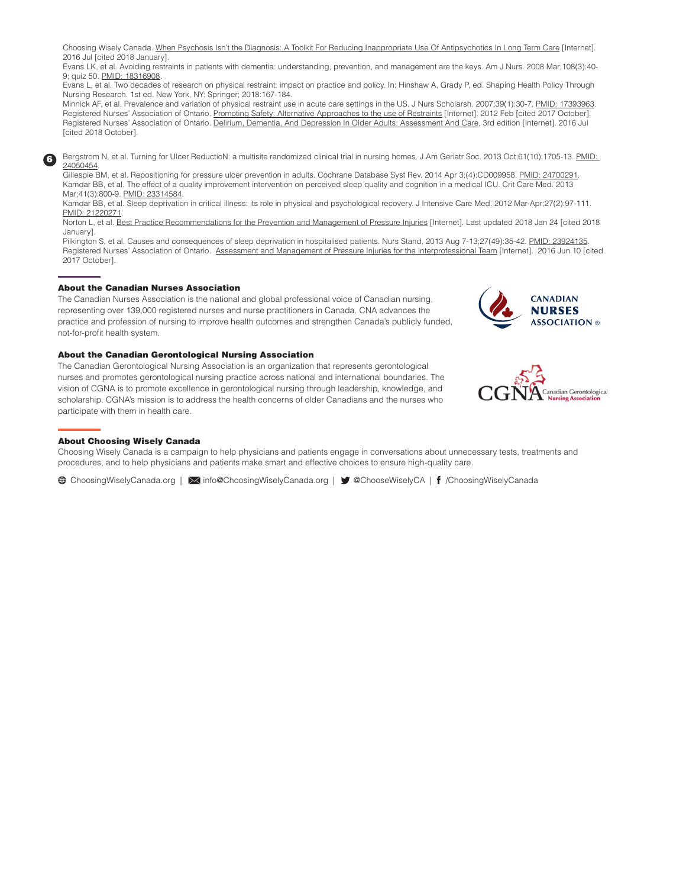Choosing Wisely Canada. When Psychosis Isn't the Diagnosis: A Toolkit For Reducing Inappropriate Use Of Antipsychotics In Long Term Care [Internet]. 2016 Jul [cited 2018 January].

Evans LK, et al. Avoiding restraints in patients with dementia: understanding, prevention, and management are the keys. Am J Nurs. 2008 Mar;108(3):40-9; quiz 50. PMID: 18316908.

Evans L, et al. Two decades of research on physical restraint: impact on practice and policy. In: Hinshaw A, Grady P, ed. Shaping Health Policy Through Nursing Research. 1st ed. New York, NY: Springer; 2018:167-184.

Minnick AF, et al. Prevalence and variation of physical restraint use in acute care settings in the US. J Nurs Scholarsh. 2007;39(1):30-7. PMID: 17393963.

Registered Nurses' Association of Ontario. Promoting Safety: Alternative Approaches to the use of Restraints [Internet]. 2012 Feb [cited 2017 October].

Registered Nurses' Association of Ontario. Delirium, Dementia, And Depression In Older Adults: Assessment And Care, 3rd edition [Internet]. 2016 Jul [cited 2018 October].

6

Bergstrom N, et al. Turning for Ulcer ReductioN: a multisite randomized clinical trial in nursing homes. J Am Geriatr Soc. 2013 Oct;61(10):1705-13. PMID: 24050454.

Gillespie BM, et al. Repositioning for pressure ulcer prevention in adults. Cochrane Database Syst Rev. 2014 Apr 3;(4):CD009958. PMID: 24700291.

Kamdar BB, et al. The effect of a quality improvement intervention on perceived sleep quality and cognition in a medical ICU. Crit Care Med. 2013 Mar;41(3):800-9. PMID: 23314584.

Kamdar BB, et al. Sleep deprivation in critical illness: its role in physical and psychological recovery. J Intensive Care Med. 2012 Mar-Apr;27(2):97-111. PMID: 21220271.

Norton L, et al. Best Practice Recommendations for the Prevention and Management of Pressure Injuries [Internet]. Last updated 2018 Jan 24 [cited 2018 January].

Pilkington S, et al. Causes and consequences of sleep deprivation in hospitalised patients. Nurs Stand. 2013 Aug 7-13;27(49):35-42. PMID: 23924135.

Registered Nurses' Association of Ontario. Assessment and Management of Pressure Injuries for the Interprofessional Team [Internet]. 2016 Jun 10 [cited 2017 October].

### About the Canadian Nurses Association

The Canadian Nurses Association is the national and global professional voice of Canadian nursing, representing over 139,000 registered nurses and nurse practitioners in Canada. CNA advances the practice and profession of nursing to improve health outcomes and strengthen Canada's publicly funded, not-for-profit health system.

CANADIAN NURSES ASSOCIATION ®

### About the Canadian Gerontological Nursing Association

The Canadian Gerontological Nursing Association is an organization that represents gerontological nurses and promotes gerontological nursing practice across national and international boundaries. The vision of CGNA is to promote excellence in gerontological nursing through leadership, knowledge, and scholarship. CGNA's mission is to address the health concerns of older Canadians and the nurses who participate with them in health care.

CGNA Canadian Gerontological Nursing Association

### About Choosing Wisely Canada

Choosing Wisely Canada is a campaign to help physicians and patients engage in conversations about unnecessary tests, treatments and procedures, and to help physicians and patients make smart and effective choices to ensure high-quality care.

ChoosingWiselyCanada.org | info@ChoosingWiselyCanada.org | @ChooseWiselyCA | /ChoosingWiselyCanada